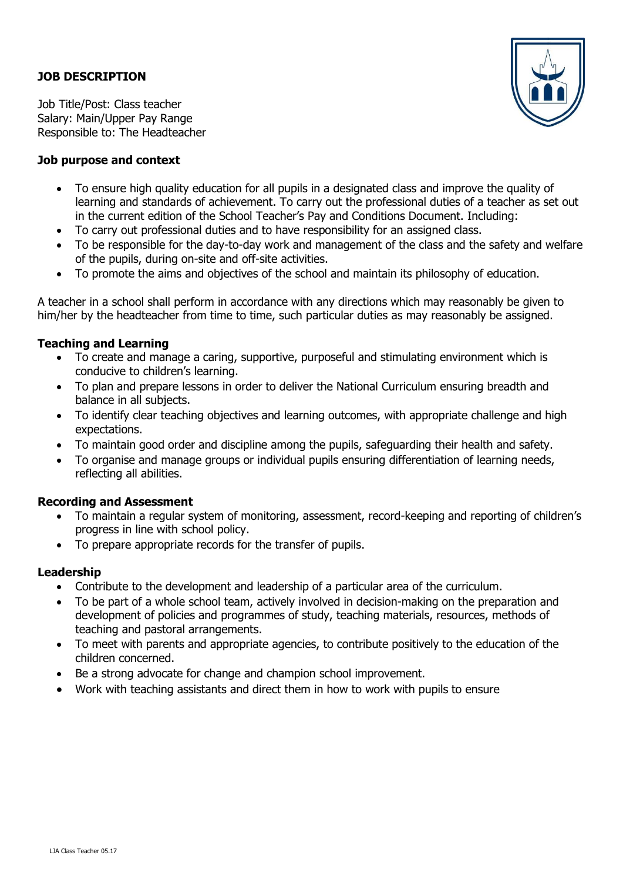**JOB DESCRIPTION**

Job Title/Post: Class teacher
Salary: Main/Upper Pay Range
Responsible to: The Headteacher

**Job purpose and context**

- To ensure high quality education for all pupils in a designated class and improve the quality of learning and standards of achievement. To carry out the professional duties of a teacher as set out in the current edition of the School Teacher's Pay and Conditions Document. Including:
- To carry out professional duties and to have responsibility for an assigned class.
- To be responsible for the day-to-day work and management of the class and the safety and welfare of the pupils, during on-site and off-site activities.
- To promote the aims and objectives of the school and maintain its philosophy of education.

A teacher in a school shall perform in accordance with any directions which may reasonably be given to him/her by the headteacher from time to time, such particular duties as may reasonably be assigned.

**Teaching and Learning**

- To create and manage a caring, supportive, purposeful and stimulating environment which is conducive to children's learning.
- To plan and prepare lessons in order to deliver the National Curriculum ensuring breadth and balance in all subjects.
- To identify clear teaching objectives and learning outcomes, with appropriate challenge and high expectations.
- To maintain good order and discipline among the pupils, safeguarding their health and safety.
- To organise and manage groups or individual pupils ensuring differentiation of learning needs, reflecting all abilities.

**Recording and Assessment**

- To maintain a regular system of monitoring, assessment, record-keeping and reporting of children's progress in line with school policy.
- To prepare appropriate records for the transfer of pupils.

**Leadership**

- Contribute to the development and leadership of a particular area of the curriculum.
- To be part of a whole school team, actively involved in decision-making on the preparation and development of policies and programmes of study, teaching materials, resources, methods of teaching and pastoral arrangements.
- To meet with parents and appropriate agencies, to contribute positively to the education of the children concerned.
- Be a strong advocate for change and champion school improvement.
- Work with teaching assistants and direct them in how to work with pupils to ensure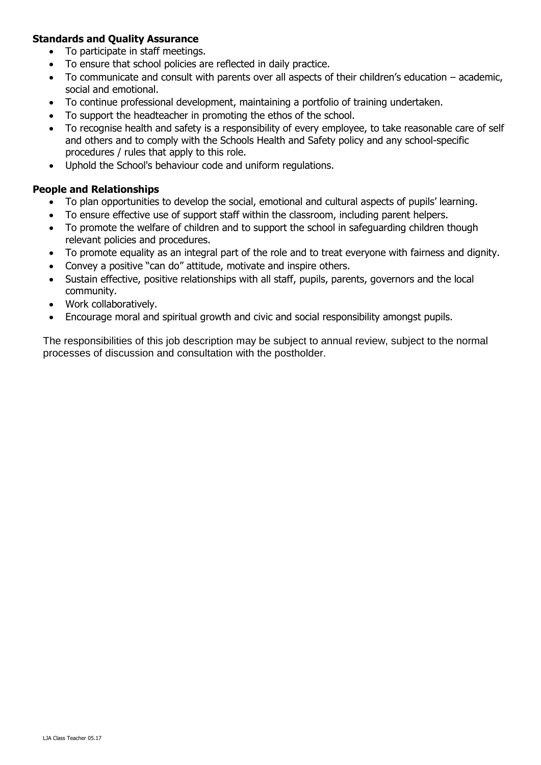**Standards and Quality Assurance**

- To participate in staff meetings.
- To ensure that school policies are reflected in daily practice.
- To communicate and consult with parents over all aspects of their children's education – academic, social and emotional.
- To continue professional development, maintaining a portfolio of training undertaken.
- To support the headteacher in promoting the ethos of the school.
- To recognise health and safety is a responsibility of every employee, to take reasonable care of self and others and to comply with the Schools Health and Safety policy and any school-specific procedures / rules that apply to this role.
- Uphold the School's behaviour code and uniform regulations.

**People and Relationships**

- To plan opportunities to develop the social, emotional and cultural aspects of pupils' learning.
- To ensure effective use of support staff within the classroom, including parent helpers.
- To promote the welfare of children and to support the school in safeguarding children though relevant policies and procedures.
- To promote equality as an integral part of the role and to treat everyone with fairness and dignity.
- Convey a positive "can do" attitude, motivate and inspire others.
- Sustain effective, positive relationships with all staff, pupils, parents, governors and the local community.
- Work collaboratively.
- Encourage moral and spiritual growth and civic and social responsibility amongst pupils.

The responsibilities of this job description may be subject to annual review, subject to the normal processes of discussion and consultation with the postholder.